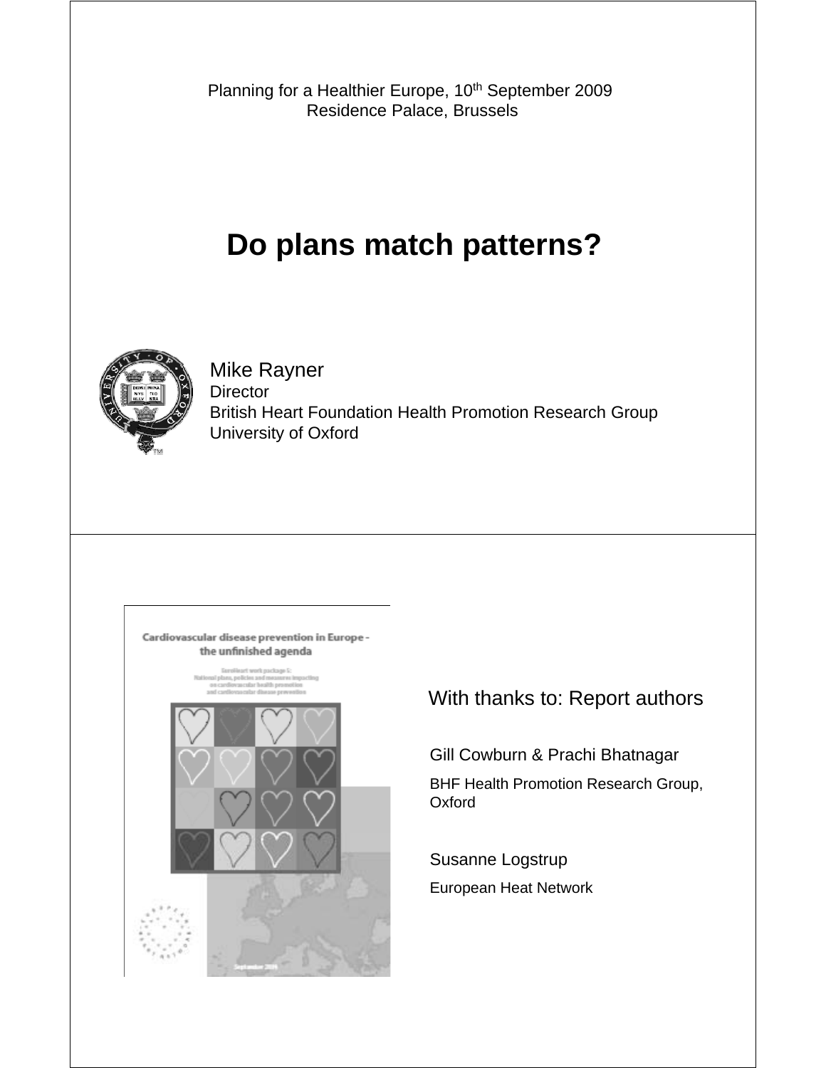Planning for a Healthier Europe, 10th September 2009
Residence Palace, Brussels

# Do plans match patterns?

Mike Rayner
Director
British Heart Foundation Health Promotion Research Group
University of Oxford

---

Cardiovascular disease prevention in Europe - the unfinished agenda

With thanks to: Report authors

Gill Cowburn & Prachi Bhatnagar

BHF Health Promotion Research Group, Oxford

Susanne Logstrup

European Heat Network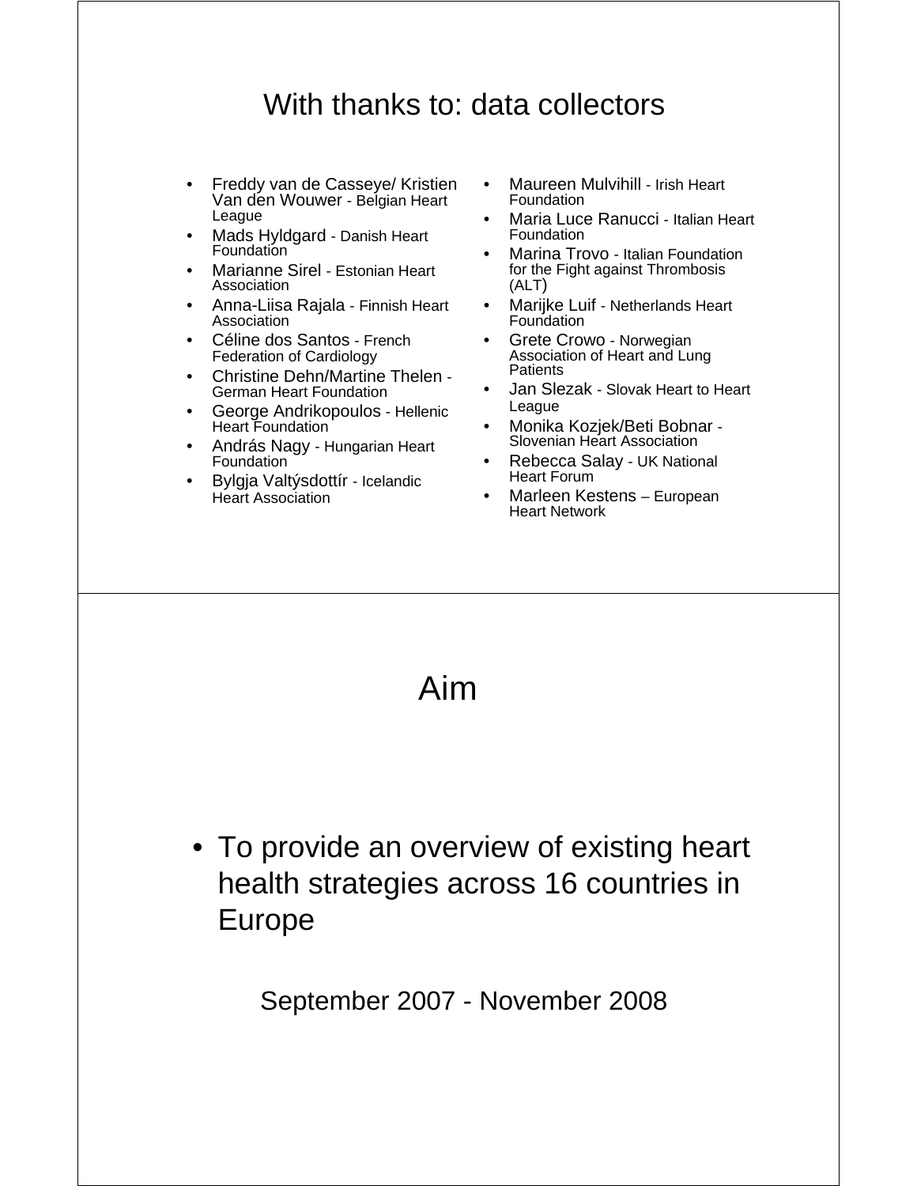## With thanks to: data collectors

- Freddy van de Casseye/ Kristien Van den Wouwer - Belgian Heart League
- Mads Hyldgard - Danish Heart Foundation
- Marianne Sirel - Estonian Heart Association
- Anna-Liisa Rajala - Finnish Heart Association
- Céline dos Santos - French Federation of Cardiology
- Christine Dehn/Martine Thelen - German Heart Foundation
- George Andrikopoulos - Hellenic Heart Foundation
- András Nagy - Hungarian Heart Foundation
- Bylgja Valtýsdottír - Icelandic Heart Association
- Maureen Mulvihill - Irish Heart Foundation
- Maria Luce Ranucci - Italian Heart Foundation
- Marina Trovo - Italian Foundation for the Fight against Thrombosis (ALT)
- Marijke Luif - Netherlands Heart Foundation
- Grete Crowo - Norwegian Association of Heart and Lung Patients
- Jan Slezak - Slovak Heart to Heart League
- Monika Kozjek/Beti Bobnar - Slovenian Heart Association
- Rebecca Salay - UK National Heart Forum
- Marleen Kestens – European Heart Network

## Aim

- To provide an overview of existing heart health strategies across 16 countries in Europe

September 2007 - November 2008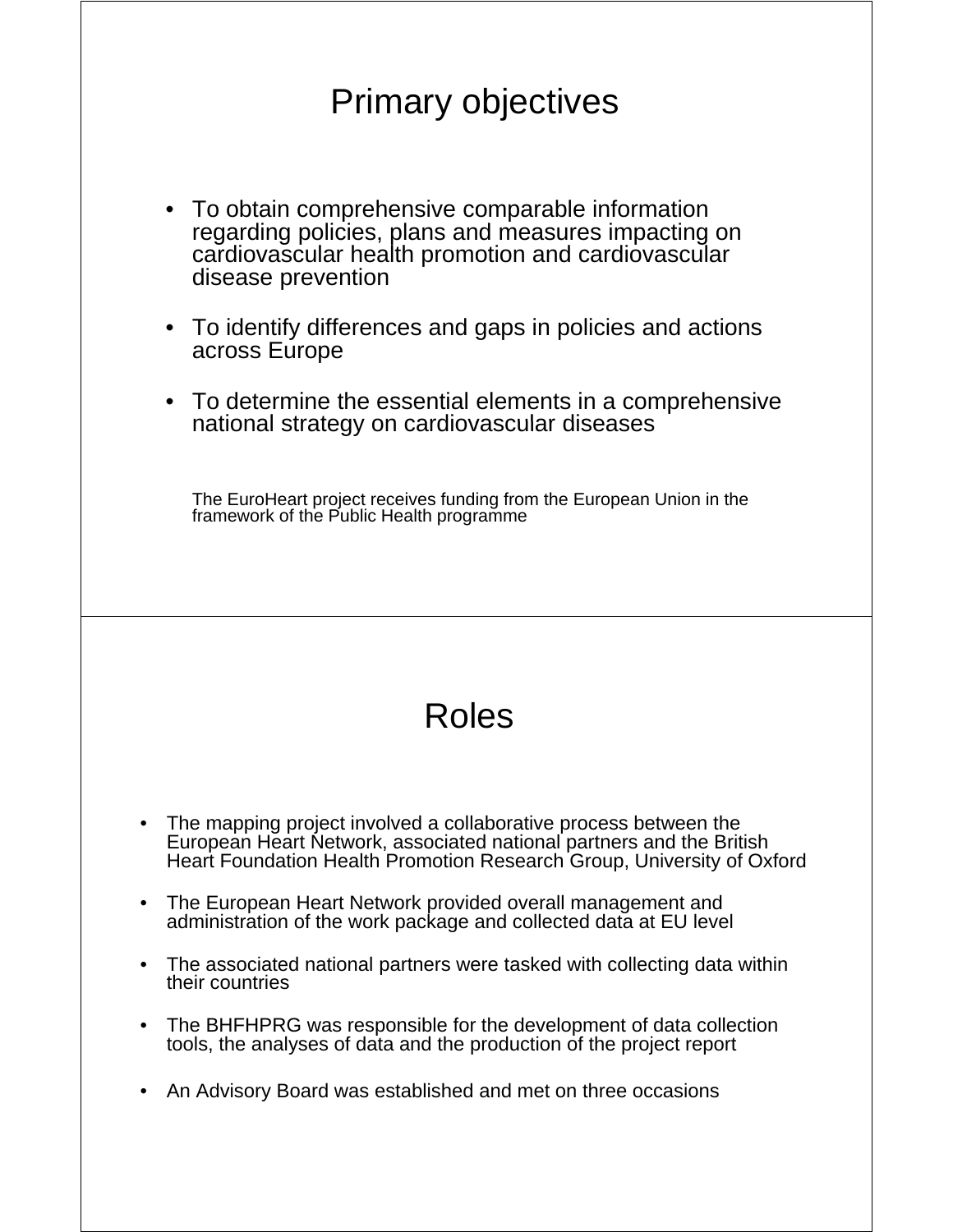# Primary objectives

- To obtain comprehensive comparable information regarding policies, plans and measures impacting on cardiovascular health promotion and cardiovascular disease prevention
- To identify differences and gaps in policies and actions across Europe
- To determine the essential elements in a comprehensive national strategy on cardiovascular diseases

The EuroHeart project receives funding from the European Union in the framework of the Public Health programme

# Roles

- The mapping project involved a collaborative process between the European Heart Network, associated national partners and the British Heart Foundation Health Promotion Research Group, University of Oxford
- The European Heart Network provided overall management and administration of the work package and collected data at EU level
- The associated national partners were tasked with collecting data within their countries
- The BHFHPRG was responsible for the development of data collection tools, the analyses of data and the production of the project report
- An Advisory Board was established and met on three occasions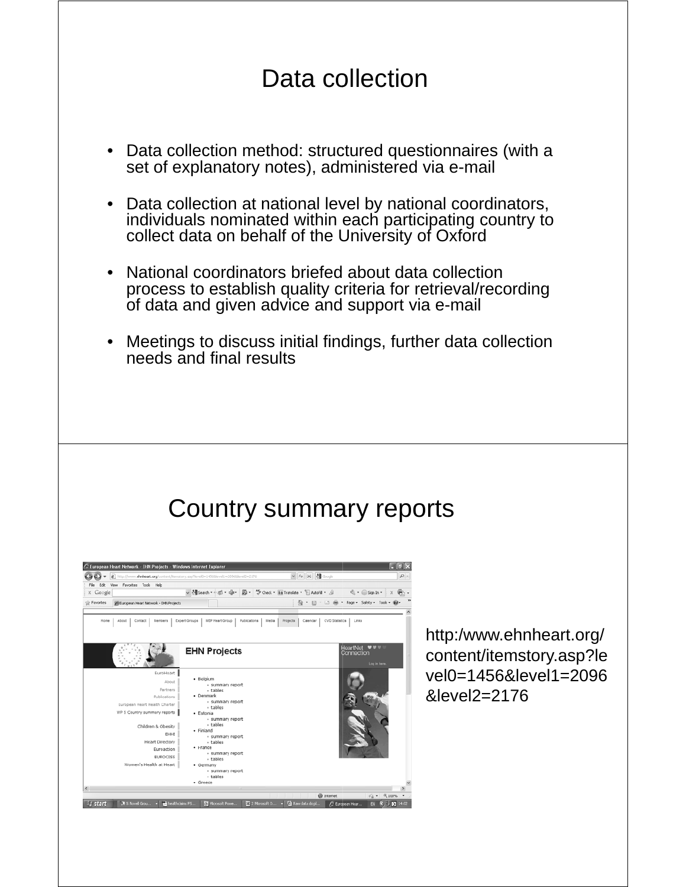# Data collection

- Data collection method: structured questionnaires (with a set of explanatory notes), administered via e-mail
- Data collection at national level by national coordinators, individuals nominated within each participating country to collect data on behalf of the University of Oxford
- National coordinators briefed about data collection process to establish quality criteria for retrieval/recording of data and given advice and support via e-mail
- Meetings to discuss initial findings, further data collection needs and final results

# Country summary reports

http:/www.ehnheart.org/content/itemstory.asp?level0=1456&level1=2096&level2=2176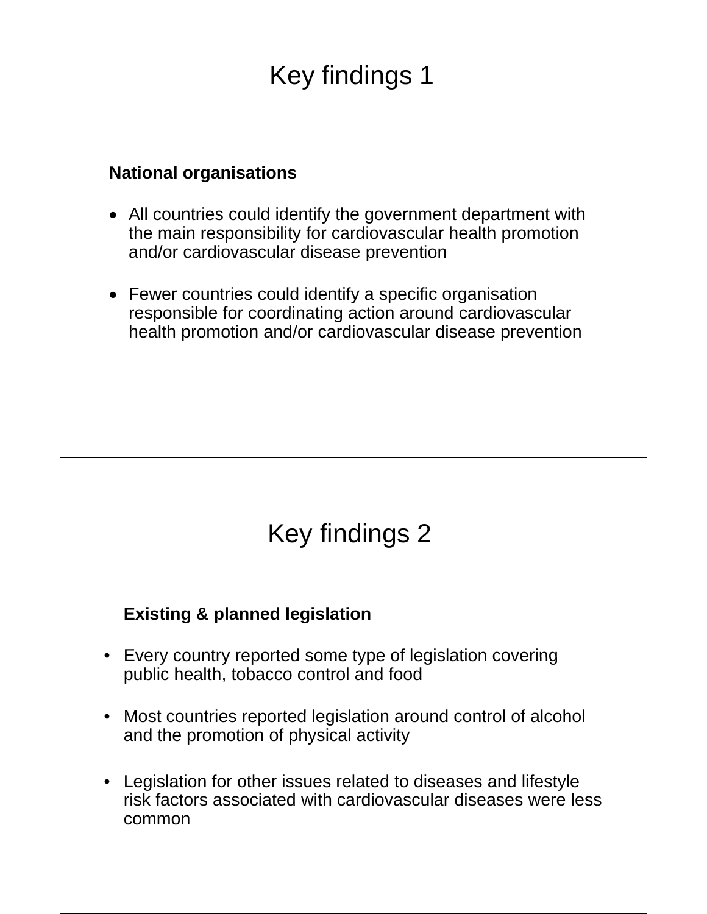# Key findings 1

**National organisations**

- All countries could identify the government department with the main responsibility for cardiovascular health promotion and/or cardiovascular disease prevention
- Fewer countries could identify a specific organisation responsible for coordinating action around cardiovascular health promotion and/or cardiovascular disease prevention

# Key findings 2

**Existing & planned legislation**

- Every country reported some type of legislation covering public health, tobacco control and food
- Most countries reported legislation around control of alcohol and the promotion of physical activity
- Legislation for other issues related to diseases and lifestyle risk factors associated with cardiovascular diseases were less common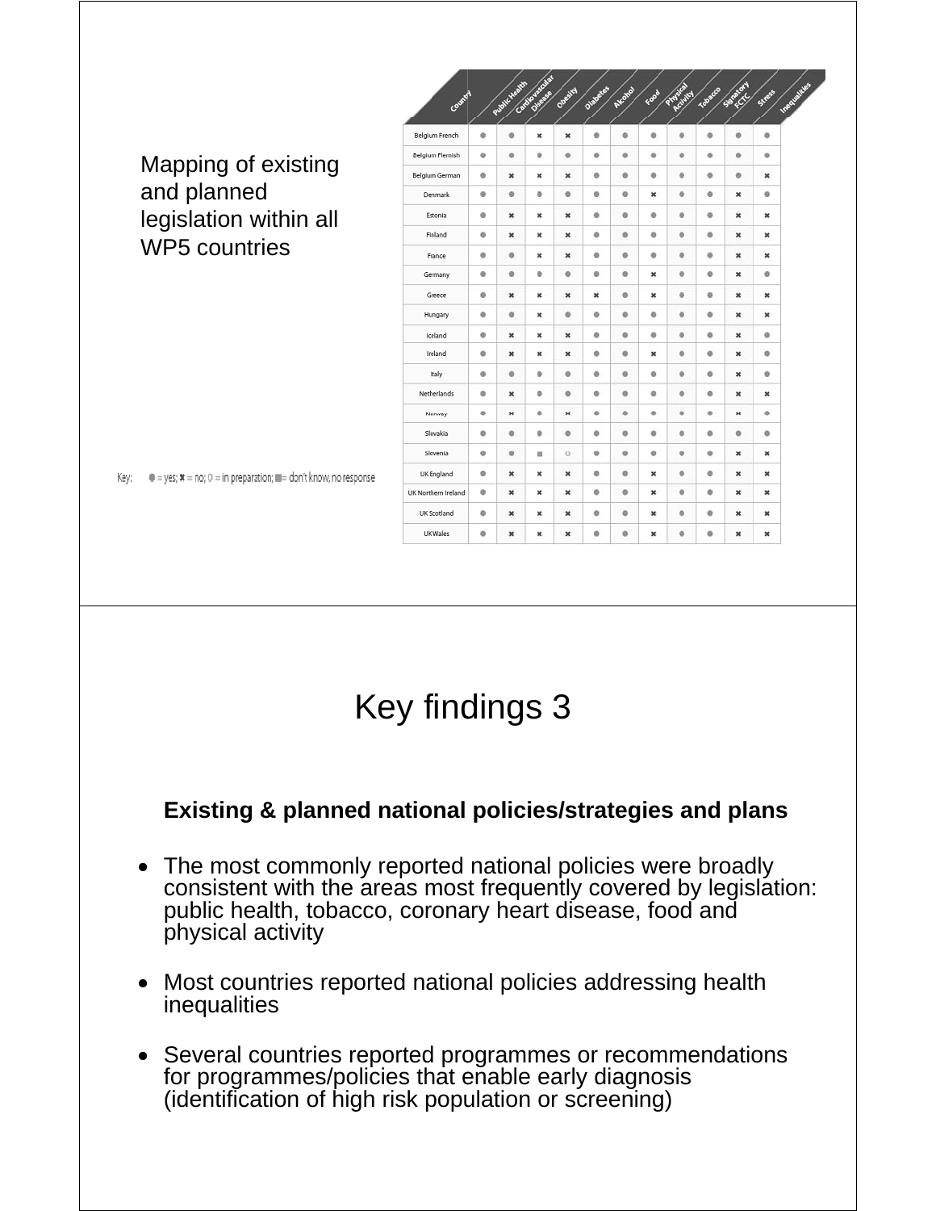Mapping of existing and planned legislation within all WP5 countries

| Country | Public Health | Cardiovascular Disease | Obesity | Diabetes | Alcohol | Food | Physical Activity | Tobacco | Signatory FCTC | Stress | Inequalities |
|---|---|---|---|---|---|---|---|---|---|---|---|
| Belgium French | ● | ● | ✖ | ✖ | ● | ● | ● | ● | ● | ● | ● |
| Belgium Flemish | ● | ● | ● | ● | ● | ● | ● | ● | ● | ● | ● |
| Belgium German | ● | ✖ | ✖ | ✖ | ● | ● | ● | ● | ● | ● | ✖ |
| Denmark | ● | ● | ● | ● | ● | ● | ✖ | ● | ● | ✖ | ● |
| Estonia | ● | ✖ | ✖ | ✖ | ● | ● | ● | ● | ● | ✖ | ✖ |
| Finland | ● | ✖ | ✖ | ✖ | ● | ● | ● | ● | ● | ✖ | ✖ |
| France | ● | ● | ✖ | ✖ | ● | ● | ● | ● | ● | ✖ | ✖ |
| Germany | ● | ● | ● | ● | ● | ● | ✖ | ● | ● | ✖ | ● |
| Greece | ● | ✖ | ✖ | ✖ | ✖ | ● | ✖ | ● | ● | ✖ | ✖ |
| Hungary | ● | ● | ✖ | ● | ● | ● | ● | ● | ● | ✖ | ✖ |
| Iceland | ● | ✖ | ✖ | ✖ | ● | ● | ● | ● | ● | ✖ | ● |
| Ireland | ● | ✖ | ✖ | ✖ | ● | ● | ✖ | ● | ● | ✖ | ● |
| Italy | ● | ● | ● | ● | ● | ● | ● | ● | ● | ✖ | ● |
| Netherlands | ● | ✖ | ● | ● | ● | ● | ● | ● | ● | ✖ | ✖ |
| Norway | ● | ✖ | ● | ✖ | ● | ● | ● | ● | ● | ✖ | ● |
| Slovakia | ● | ● | ● | ● | ● | ● | ● | ● | ● | ● | ● |
| Slovenia | ● | ● | ■ | ○ | ● | ● | ● | ● | ● | ✖ | ✖ |
| UK England | ● | ✖ | ✖ | ✖ | ● | ● | ✖ | ● | ● | ✖ | ✖ |
| UK Northern Ireland | ● | ✖ | ✖ | ✖ | ● | ● | ✖ | ● | ● | ✖ | ✖ |
| UK Scotland | ● | ✖ | ✖ | ✖ | ● | ● | ✖ | ● | ● | ✖ | ✖ |
| UK Wales | ● | ✖ | ✖ | ✖ | ● | ● | ✖ | ● | ● | ✖ | ✖ |

Key: ● = yes; ✖ = no; ○ = in preparation; ■ = don't know, no response

# Key findings 3

**Existing & planned national policies/strategies and plans**

- The most commonly reported national policies were broadly consistent with the areas most frequently covered by legislation: public health, tobacco, coronary heart disease, food and physical activity
- Most countries reported national policies addressing health inequalities
- Several countries reported programmes or recommendations for programmes/policies that enable early diagnosis (identification of high risk population or screening)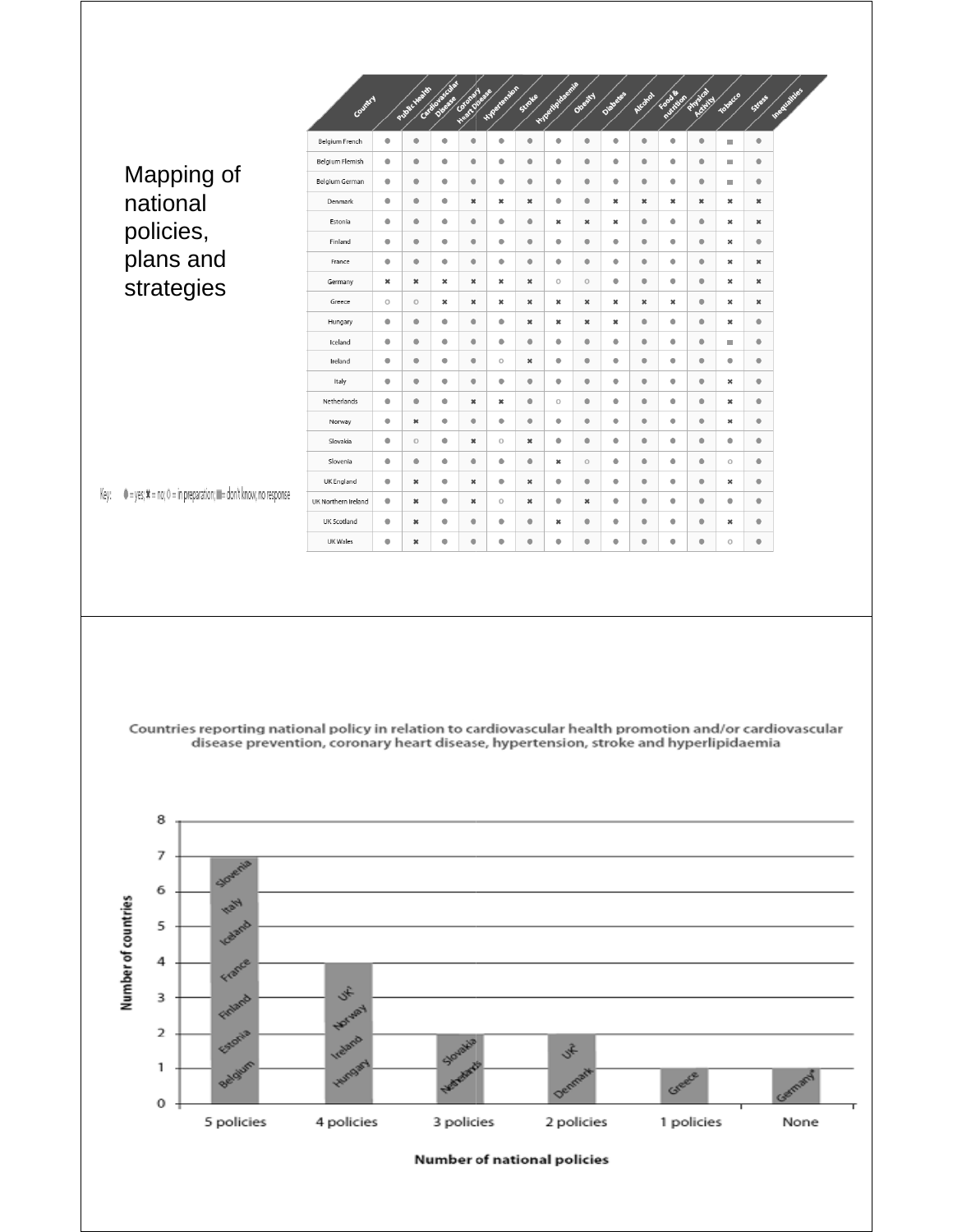Mapping of national policies, plans and strategies

| Country | Public Health | Cardiovascular Disease | Coronary Heart Disease | Hypertension | Stroke | Hyperlipidaemia | Obesity | Diabetes | Alcohol | Food & nutrition | Physical Activity | Tobacco | Stress | Inequalities |
|---|---|---|---|---|---|---|---|---|---|---|---|---|---|---|
| Belgium French | ● | ● | ● | ● | ● | ● | ● | ● | ● | ● | ● | ● | ■ | ● |
| Belgium Flemish | ● | ● | ● | ● | ● | ● | ● | ● | ● | ● | ● | ● | ■ | ● |
| Belgium German | ● | ● | ● | ● | ● | ● | ● | ● | ● | ● | ● | ● | ■ | ● |
| Denmark | ● | ● | ● | ✖ | ✖ | ✖ | ● | ● | ✖ | ✖ | ✖ | ✖ | ✖ | ✖ |
| Estonia | ● | ● | ● | ● | ● | ● | ✖ | ✖ | ✖ | ● | ● | ● | ✖ | ✖ |
| Finland | ● | ● | ● | ● | ● | ● | ● | ● | ● | ● | ● | ● | ✖ | ● |
| France | ● | ● | ● | ● | ● | ● | ● | ● | ● | ● | ● | ● | ✖ | ✖ |
| Germany | ✖ | ✖ | ✖ | ✖ | ✖ | ✖ | ○ | ○ | ● | ● | ● | ● | ✖ | ✖ |
| Greece | ○ | ○ | ✖ | ✖ | ✖ | ✖ | ✖ | ✖ | ✖ | ✖ | ✖ | ● | ✖ | ✖ |
| Hungary | ● | ● | ● | ● | ● | ✖ | ✖ | ✖ | ✖ | ● | ● | ● | ✖ | ● |
| Iceland | ● | ● | ● | ● | ● | ● | ● | ● | ● | ● | ● | ● | ■ | ● |
| Ireland | ● | ● | ● | ● | ○ | ✖ | ● | ● | ● | ● | ● | ● | ● | ● |
| Italy | ● | ● | ● | ● | ● | ● | ● | ● | ● | ● | ● | ● | ✖ | ● |
| Netherlands | ● | ● | ● | ✖ | ✖ | ● | ○ | ● | ● | ● | ● | ● | ✖ | ● |
| Norway | ● | ✖ | ● | ● | ● | ● | ● | ● | ● | ● | ● | ● | ✖ | ● |
| Slovakia | ● | ○ | ● | ✖ | ○ | ✖ | ● | ● | ● | ● | ● | ● | ● | ● |
| Slovenia | ● | ● | ● | ● | ● | ● | ✖ | ○ | ● | ● | ● | ● | ○ | ● |
| UK England | ● | ✖ | ● | ✖ | ● | ✖ | ● | ● | ● | ● | ● | ● | ✖ | ● |
| UK Northern Ireland | ● | ✖ | ● | ✖ | ○ | ✖ | ● | ✖ | ● | ● | ● | ● | ● | ● |
| UK Scotland | ● | ✖ | ● | ● | ● | ● | ✖ | ● | ● | ● | ● | ● | ✖ | ● |
| UK Wales | ● | ✖ | ● | ● | ● | ● | ● | ● | ● | ● | ● | ● | ○ | ● |

Key: ● = yes; ✖ = no; ○ = in preparation; ■ = don't know, no response

Countries reporting national policy in relation to cardiovascular health promotion and/or cardiovascular disease prevention, coronary heart disease, hypertension, stroke and hyperlipidaemia

Number of countries

8
7
6
5
4
3
2
1
0

Slovenia, Italy, Iceland, France, Finland, Estonia, Belgium

UK[1], Norway, Ireland, Hungary

Slovakia, Netherlands

UK[2], Denmark

Greece

Germany[*]

5 policies
4 policies
3 policies
2 policies
1 policies
None

Number of national policies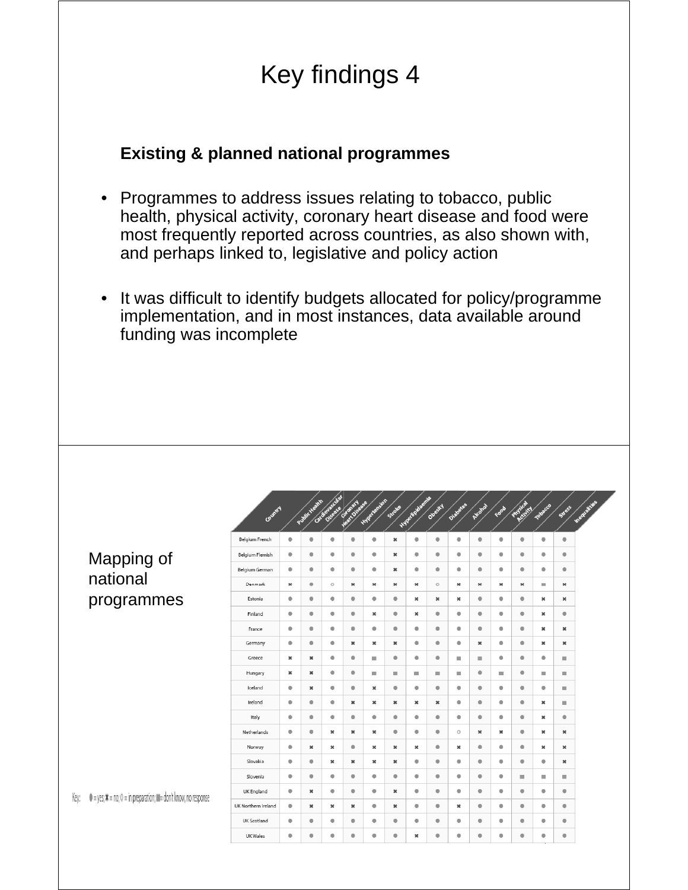# Key findings 4

**Existing & planned national programmes**

- Programmes to address issues relating to tobacco, public health, physical activity, coronary heart disease and food were most frequently reported across countries, as also shown with, and perhaps linked to, legislative and policy action
- It was difficult to identify budgets allocated for policy/programme implementation, and in most instances, data available around funding was incomplete

Mapping of national programmes

| Country | Public Health | Cardiovascular Disease | Coronary Heart Disease | Hypertension | Stroke | Hyperlipidaemia | Obesity | Diabetes | Alcohol | Food | Physical Activity | Tobacco | Stress | Inequalities |
|---|---|---|---|---|---|---|---|---|---|---|---|---|---|---|
| Belgium French | ● | ● | ● | ● | ● | ✖ | ● | ● | ● | ● | ● | ● | ● | ● |
| Belgium Flemish | ● | ● | ● | ● | ● | ✖ | ● | ● | ● | ● | ● | ● | ● | ● |
| Belgium German | ● | ● | ● | ● | ● | ✖ | ● | ● | ● | ● | ● | ● | ● | ● |
| Denmark | ✖ | ● | ○ | ✖ | ✖ | ✖ | ✖ | ○ | ✖ | ✖ | ✖ | ✖ | ■ | ✖ |
| Estonia | ● | ● | ● | ● | ● | ● | ✖ | ✖ | ✖ | ● | ● | ● | ✖ | ✖ |
| Finland | ● | ● | ● | ● | ✖ | ● | ✖ | ● | ● | ● | ● | ● | ✖ | ● |
| France | ● | ● | ● | ● | ● | ● | ● | ● | ● | ● | ● | ● | ✖ | ✖ |
| Germany | ● | ● | ● | ✖ | ✖ | ✖ | ● | ● | ● | ✖ | ● | ● | ✖ | ✖ |
| Greece | ✖ | ✖ | ● | ● | ■ | ● | ● | ● | ■ | ■ | ● | ● | ● | ■ |
| Hungary | ✖ | ✖ | ● | ● | ■ | ■ | ■ | ■ | ■ | ● | ■ | ● | ■ | ■ |
| Iceland | ● | ✖ | ● | ● | ✖ | ● | ● | ● | ● | ● | ● | ● | ● | ■ |
| Ireland | ● | ● | ● | ✖ | ✖ | ✖ | ✖ | ✖ | ● | ● | ● | ● | ✖ | ■ |
| Italy | ● | ● | ● | ● | ● | ● | ● | ● | ● | ● | ● | ● | ✖ | ● |
| Netherlands | ● | ● | ✖ | ✖ | ✖ | ● | ● | ● | ○ | ✖ | ✖ | ● | ✖ | ✖ |
| Norway | ● | ✖ | ✖ | ● | ✖ | ✖ | ✖ | ● | ✖ | ● | ● | ● | ✖ | ✖ |
| Slovakia | ● | ● | ✖ | ✖ | ✖ | ✖ | ● | ● | ● | ● | ● | ● | ● | ✖ |
| Slovenia | ● | ● | ● | ● | ● | ● | ● | ● | ● | ● | ● | ■ | ■ | ■ |
| UK England | ● | ✖ | ● | ● | ● | ✖ | ● | ● | ● | ● | ● | ● | ● | ● |
| UK Northern Ireland | ● | ✖ | ✖ | ✖ | ● | ✖ | ● | ● | ✖ | ● | ● | ● | ● | ● |
| UK Scotland | ● | ● | ● | ● | ● | ● | ● | ● | ● | ● | ● | ● | ● | ● |
| UK Wales | ● | ● | ● | ● | ● | ● | ✖ | ● | ● | ● | ● | ● | ● | ● |

Key: ● = yes; ✖ = no; ○ = in preparation; ■ = don't know, no response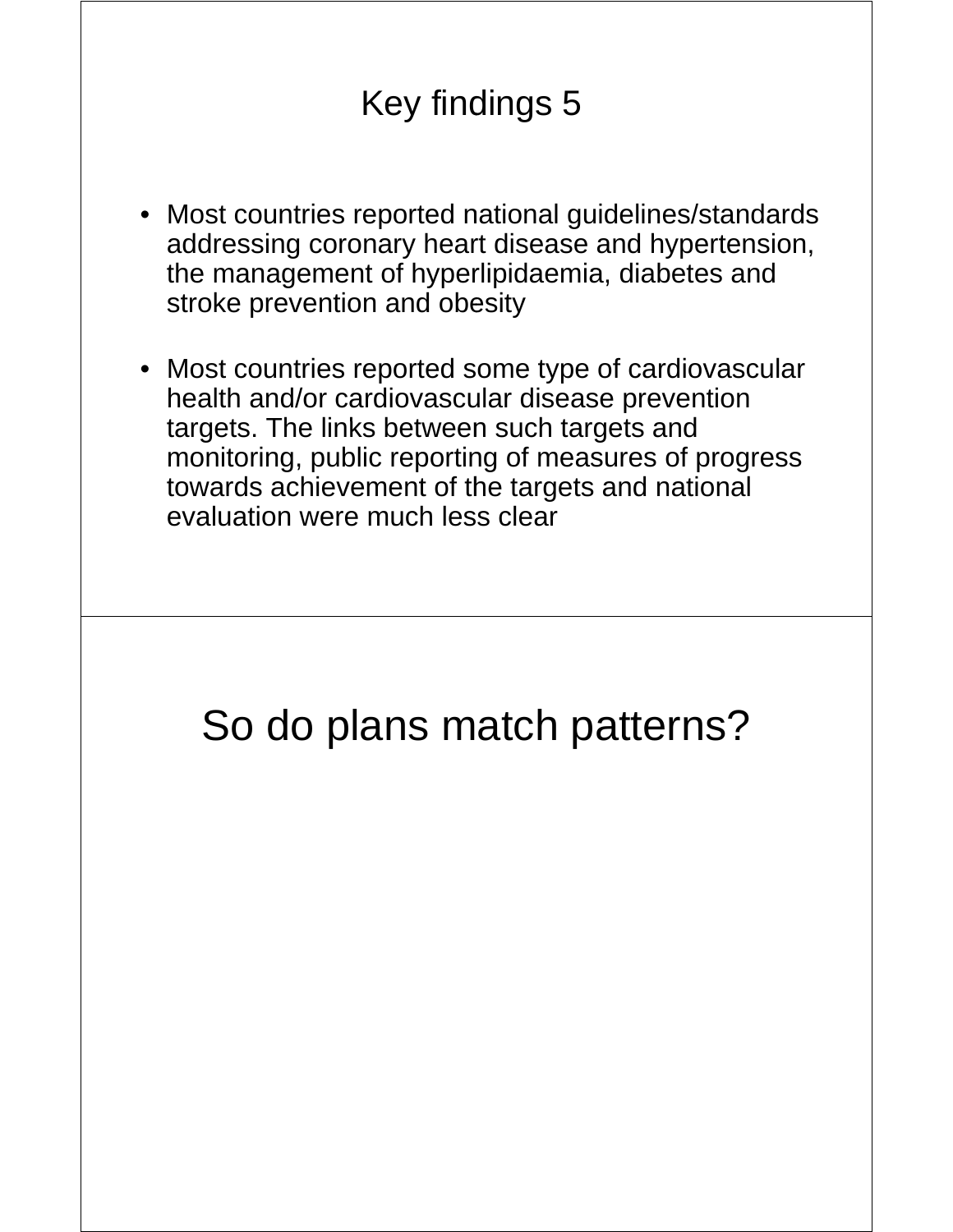## Key findings 5

- Most countries reported national guidelines/standards addressing coronary heart disease and hypertension, the management of hyperlipidaemia, diabetes and stroke prevention and obesity
- Most countries reported some type of cardiovascular health and/or cardiovascular disease prevention targets. The links between such targets and monitoring, public reporting of measures of progress towards achievement of the targets and national evaluation were much less clear

## So do plans match patterns?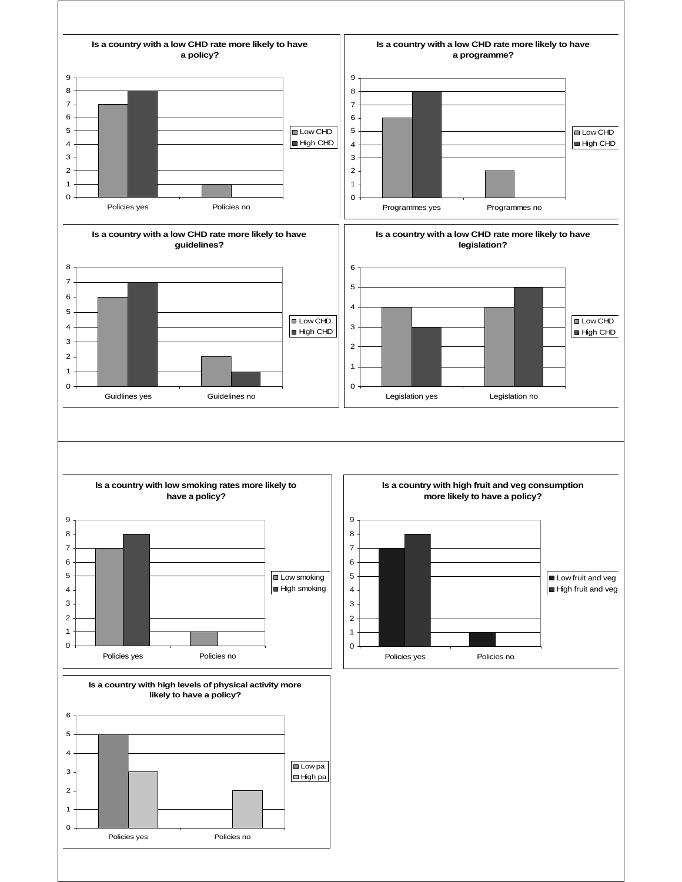**Is a country with a low CHD rate more likely to have a policy?**

9
8
7
6
5
4
3
2
1
0

Policies yes
Policies no

Low CHD
High CHD

**Is a country with a low CHD rate more likely to have a programme?**

9
8
7
6
5
4
3
2
1
0

Programmes yes
Programmes no

Low CHD
High CHD

**Is a country with a low CHD rate more likely to have guidelines?**

8
7
6
5
4
3
2
1
0

Guidlines yes
Guidelines no

Low CHD
High CHD

**Is a country with a low CHD rate more likely to have legislation?**

6
5
4
3
2
1
0

Legislation yes
Legislation no

Low CHD
High CHD

**Is a country with low smoking rates more likely to have a policy?**

9
8
7
6
5
4
3
2
1
0

Policies yes
Policies no

Low smoking
High smoking

**Is a country with high fruit and veg consumption more likely to have a policy?**

9
8
7
6
5
4
3
2
1
0

Policies yes
Policies no

Low fruit and veg
High fruit and veg

**Is a country with high levels of physical activity more likely to have a policy?**

6
5
4
3
2
1
0

Policies yes
Policies no

Low pa
High pa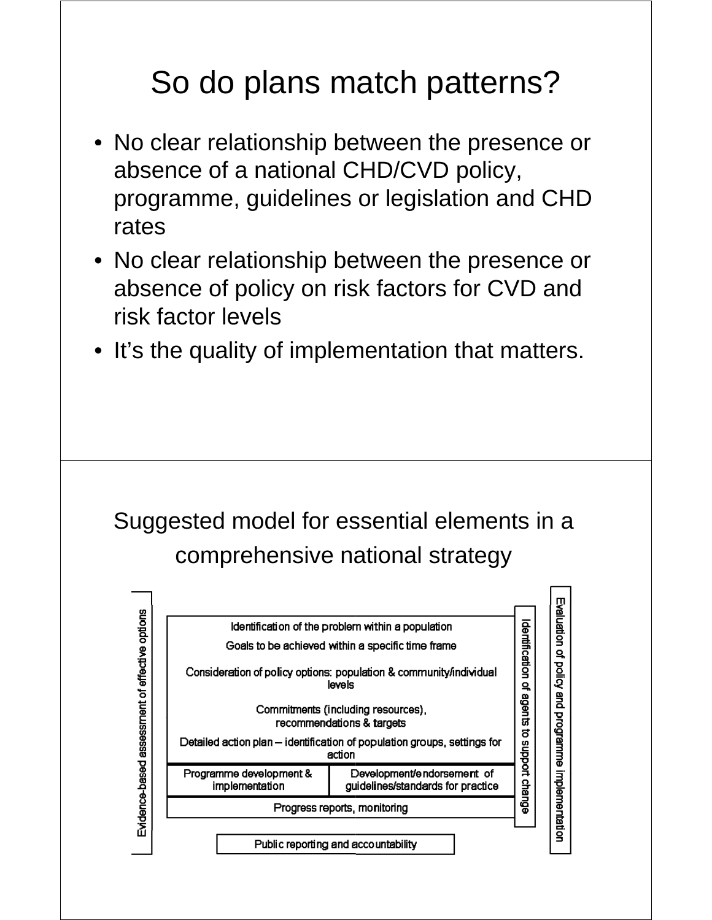# So do plans match patterns?

- No clear relationship between the presence or absence of a national CHD/CVD policy, programme, guidelines or legislation and CHD rates
- No clear relationship between the presence or absence of policy on risk factors for CVD and risk factor levels
- It's the quality of implementation that matters.

## Suggested model for essential elements in a comprehensive national strategy

Evidence-based assessment of effective options

Identification of the problem within a population

Goals to be achieved within a specific time frame

Consideration of policy options: population & community/individual levels

Commitments (including resources), recommendations & targets

Detailed action plan – identification of population groups, settings for action

Programme development & implementation

Development/endorsement of guidelines/standards for practice

Progress reports, monitoring

Identification of agents to support change

Evaluation of policy and programme implementation

Public reporting and accountability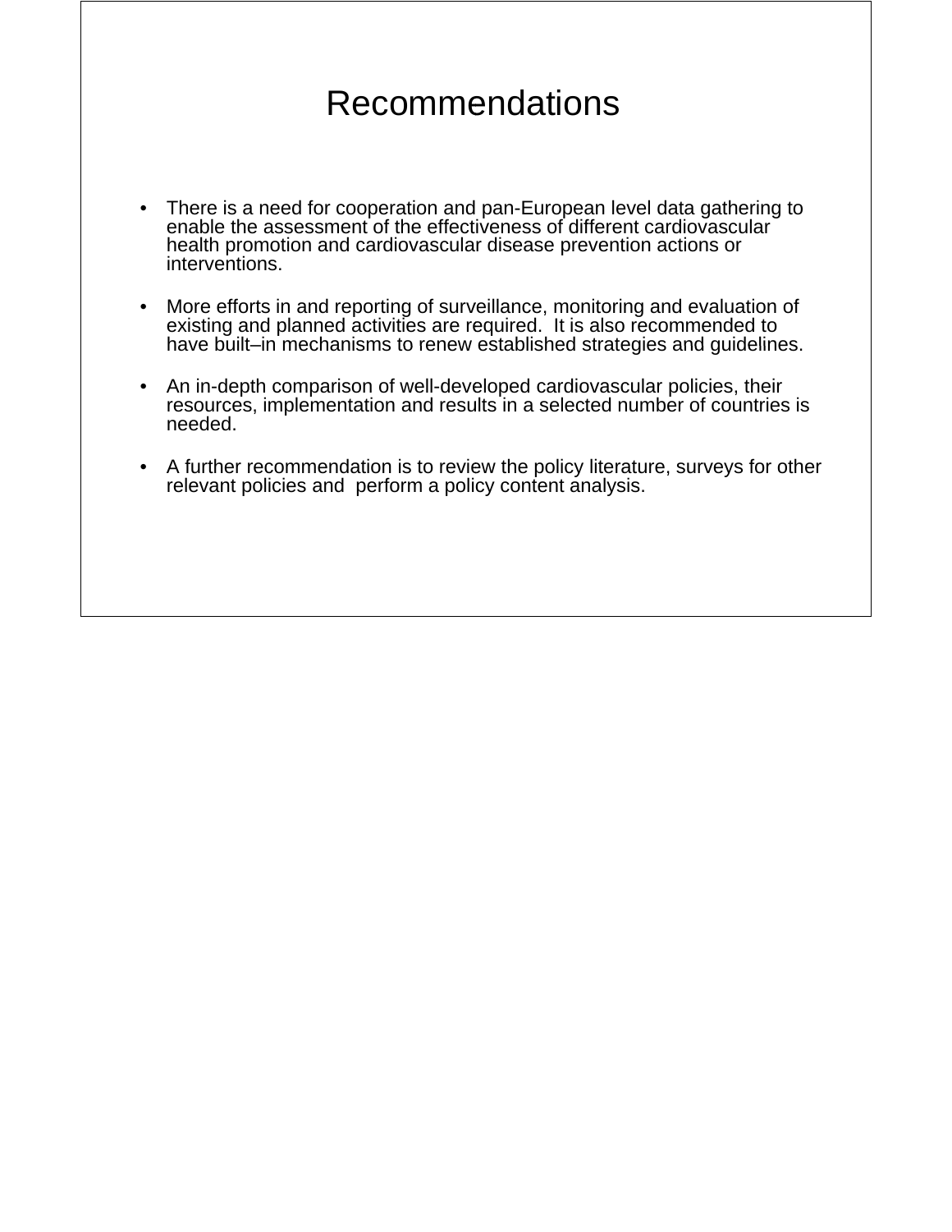# Recommendations

- There is a need for cooperation and pan-European level data gathering to enable the assessment of the effectiveness of different cardiovascular health promotion and cardiovascular disease prevention actions or interventions.
- More efforts in and reporting of surveillance, monitoring and evaluation of existing and planned activities are required. It is also recommended to have built–in mechanisms to renew established strategies and guidelines.
- An in-depth comparison of well-developed cardiovascular policies, their resources, implementation and results in a selected number of countries is needed.
- A further recommendation is to review the policy literature, surveys for other relevant policies and perform a policy content analysis.